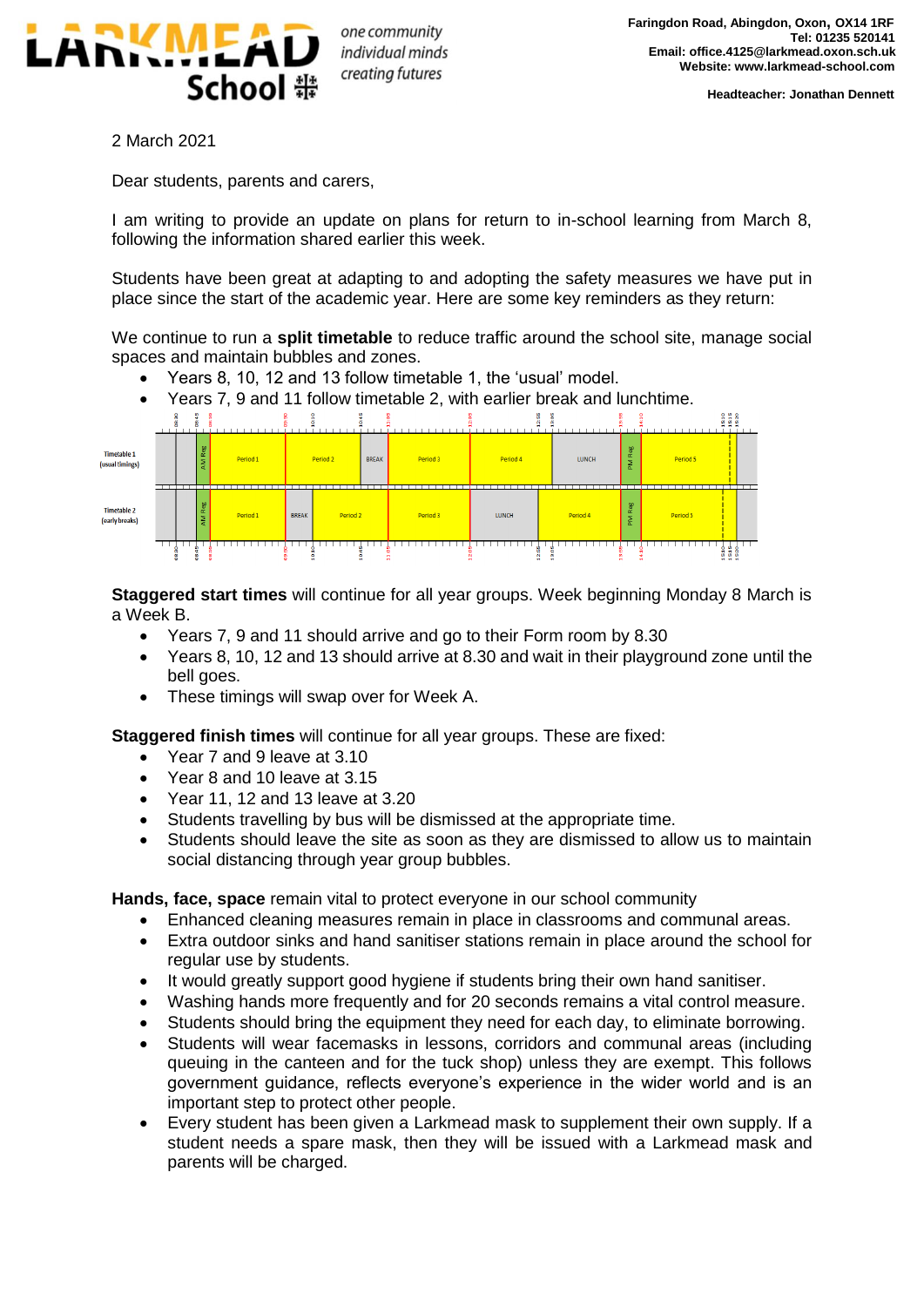**LARKMEAD School**

*one community*
*individual minds*
*creating futures*

**Faringdon Road, Abingdon, Oxon, OX14 1RF**
**Tel: 01235 520141**
**Email: office.4125@larkmead.oxon.sch.uk**
**Website: www.larkmead-school.com**

**Headteacher: Jonathan Dennett**

2 March 2021

Dear students, parents and carers,

I am writing to provide an update on plans for return to in-school learning from March 8, following the information shared earlier this week.

Students have been great at adapting to and adopting the safety measures we have put in place since the start of the academic year. Here are some key reminders as they return:

We continue to run a **split timetable** to reduce traffic around the school site, manage social spaces and maintain bubbles and zones.

- Years 8, 10, 12 and 13 follow timetable 1, the 'usual' model.
- Years 7, 9 and 11 follow timetable 2, with earlier break and lunchtime.

| Timetable 1 (usual timings) | AM Reg | Period 1 | Period 2 | BREAK | Period 3 | Period 4 | LUNCH | PM Reg | Period 5 |
|---|---|---|---|---|---|---|---|---|---|
| Timetable 2 (early breaks) | AM Reg | Period 1 | BREAK | Period 2 | Period 3 | LUNCH | Period 4 | PM Reg | Period 5 |

**Staggered start times** will continue for all year groups. Week beginning Monday 8 March is a Week B.

- Years 7, 9 and 11 should arrive and go to their Form room by 8.30
- Years 8, 10, 12 and 13 should arrive at 8.30 and wait in their playground zone until the bell goes.
- These timings will swap over for Week A.

**Staggered finish times** will continue for all year groups. These are fixed:

- Year 7 and 9 leave at 3.10
- Year 8 and 10 leave at 3.15
- Year 11, 12 and 13 leave at 3.20
- Students travelling by bus will be dismissed at the appropriate time.
- Students should leave the site as soon as they are dismissed to allow us to maintain social distancing through year group bubbles.

**Hands, face, space** remain vital to protect everyone in our school community

- Enhanced cleaning measures remain in place in classrooms and communal areas.
- Extra outdoor sinks and hand sanitiser stations remain in place around the school for regular use by students.
- It would greatly support good hygiene if students bring their own hand sanitiser.
- Washing hands more frequently and for 20 seconds remains a vital control measure.
- Students should bring the equipment they need for each day, to eliminate borrowing.
- Students will wear facemasks in lessons, corridors and communal areas (including queuing in the canteen and for the tuck shop) unless they are exempt. This follows government guidance, reflects everyone's experience in the wider world and is an important step to protect other people.
- Every student has been given a Larkmead mask to supplement their own supply. If a student needs a spare mask, then they will be issued with a Larkmead mask and parents will be charged.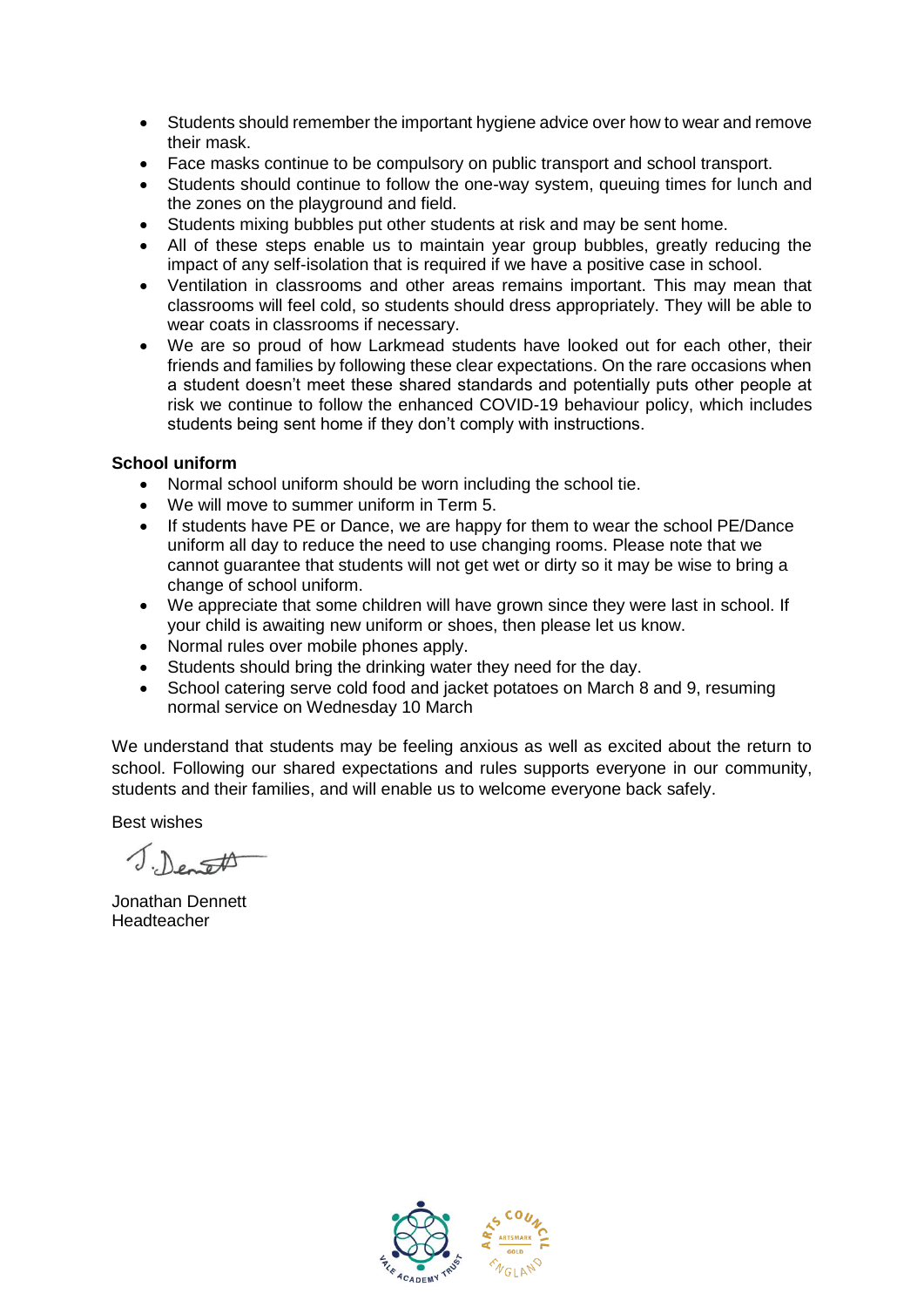- Students should remember the important hygiene advice over how to wear and remove their mask.
- Face masks continue to be compulsory on public transport and school transport.
- Students should continue to follow the one-way system, queuing times for lunch and the zones on the playground and field.
- Students mixing bubbles put other students at risk and may be sent home.
- All of these steps enable us to maintain year group bubbles, greatly reducing the impact of any self-isolation that is required if we have a positive case in school.
- Ventilation in classrooms and other areas remains important. This may mean that classrooms will feel cold, so students should dress appropriately. They will be able to wear coats in classrooms if necessary.
- We are so proud of how Larkmead students have looked out for each other, their friends and families by following these clear expectations. On the rare occasions when a student doesn't meet these shared standards and potentially puts other people at risk we continue to follow the enhanced COVID-19 behaviour policy, which includes students being sent home if they don't comply with instructions.

**School uniform**

- Normal school uniform should be worn including the school tie.
- We will move to summer uniform in Term 5.
- If students have PE or Dance, we are happy for them to wear the school PE/Dance uniform all day to reduce the need to use changing rooms. Please note that we cannot guarantee that students will not get wet or dirty so it may be wise to bring a change of school uniform.
- We appreciate that some children will have grown since they were last in school. If your child is awaiting new uniform or shoes, then please let us know.
- Normal rules over mobile phones apply.
- Students should bring the drinking water they need for the day.
- School catering serve cold food and jacket potatoes on March 8 and 9, resuming normal service on Wednesday 10 March

We understand that students may be feeling anxious as well as excited about the return to school. Following our shared expectations and rules supports everyone in our community, students and their families, and will enable us to welcome everyone back safely.

Best wishes

J. Dennett

Jonathan Dennett
Headteacher